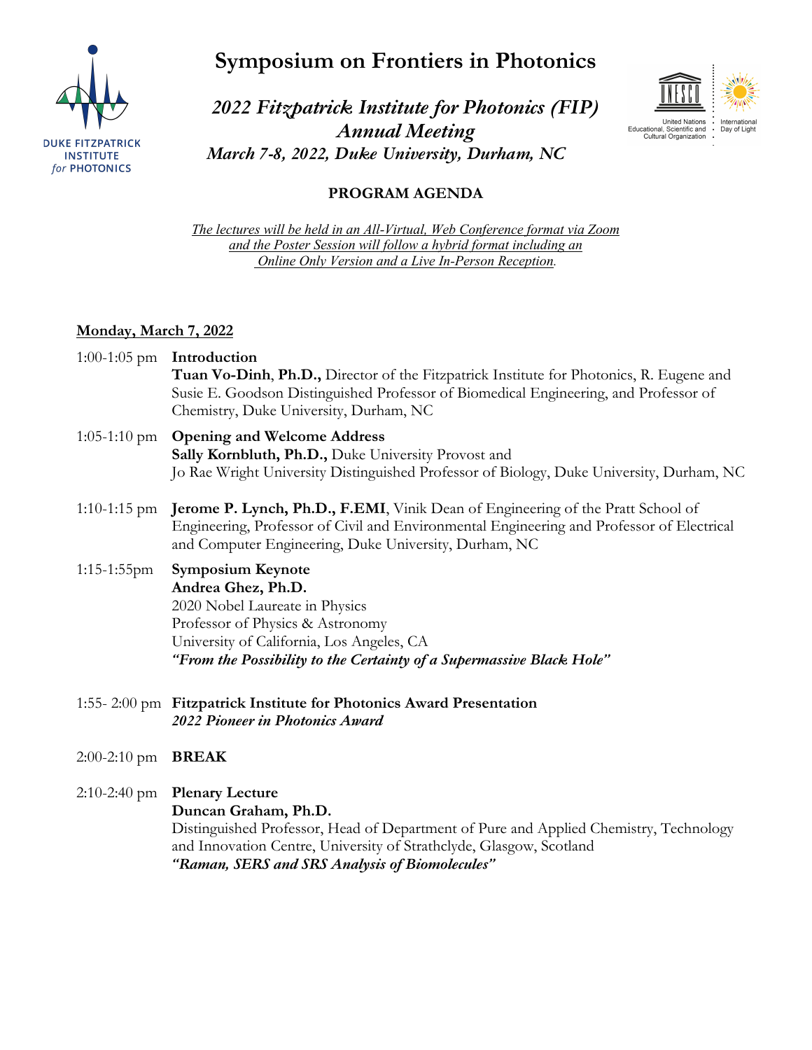# Symposium on Frontiers in Photonics

## *2022 Fitzpatrick Institute for Photonics (FIP) Annual Meeting*

### *March 7-8, 2022, Duke University, Durham, NC*

DUKE FITZPATRICK INSTITUTE *for* PHOTONICS

United Nations Educational, Scientific and Cultural Organization · International Day of Light

**PROGRAM AGENDA**

*The lectures will be held in an All-Virtual, Web Conference format via Zoom and the Poster Session will follow a hybrid format including an Online Only Version and a Live In-Person Reception.*

**Monday, March 7, 2022**

1:00-1:05 pm **Introduction**
**Tuan Vo-Dinh, Ph.D.,** Director of the Fitzpatrick Institute for Photonics, R. Eugene and Susie E. Goodson Distinguished Professor of Biomedical Engineering, and Professor of Chemistry, Duke University, Durham, NC

1:05-1:10 pm **Opening and Welcome Address**
**Sally Kornbluth, Ph.D.,** Duke University Provost and Jo Rae Wright University Distinguished Professor of Biology, Duke University, Durham, NC

1:10-1:15 pm **Jerome P. Lynch, Ph.D., F.EMI**, Vinik Dean of Engineering of the Pratt School of Engineering, Professor of Civil and Environmental Engineering and Professor of Electrical and Computer Engineering, Duke University, Durham, NC

1:15-1:55pm **Symposium Keynote**
**Andrea Ghez, Ph.D.**
2020 Nobel Laureate in Physics
Professor of Physics & Astronomy
University of California, Los Angeles, CA
***"From the Possibility to the Certainty of a Supermassive Black Hole"***

1:55- 2:00 pm **Fitzpatrick Institute for Photonics Award Presentation**
***2022 Pioneer in Photonics Award***

2:00-2:10 pm **BREAK**

2:10-2:40 pm **Plenary Lecture**
**Duncan Graham, Ph.D.**
Distinguished Professor, Head of Department of Pure and Applied Chemistry, Technology and Innovation Centre, University of Strathclyde, Glasgow, Scotland
***"Raman, SERS and SRS Analysis of Biomolecules"***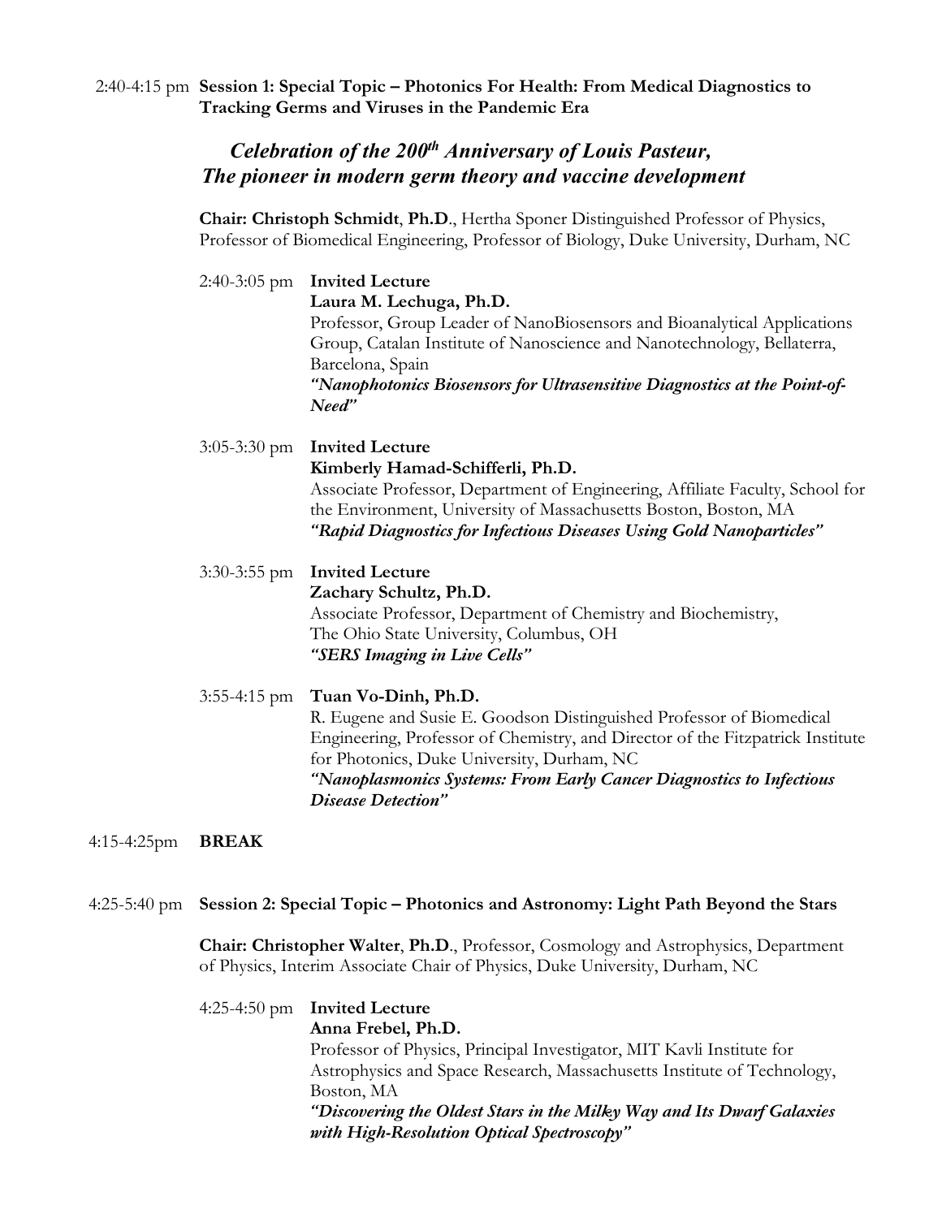2:40-4:15 pm **Session 1: Special Topic – Photonics For Health: From Medical Diagnostics to Tracking Germs and Viruses in the Pandemic Era**

***Celebration of the 200th Anniversary of Louis Pasteur, The pioneer in modern germ theory and vaccine development***

**Chair: Christoph Schmidt**, **Ph.D**., Hertha Sponer Distinguished Professor of Physics, Professor of Biomedical Engineering, Professor of Biology, Duke University, Durham, NC

2:40-3:05 pm **Invited Lecture**
**Laura M. Lechuga, Ph.D.**
Professor, Group Leader of NanoBiosensors and Bioanalytical Applications Group, Catalan Institute of Nanoscience and Nanotechnology, Bellaterra, Barcelona, Spain
***"Nanophotonics Biosensors for Ultrasensitive Diagnostics at the Point-of-Need"***

3:05-3:30 pm **Invited Lecture**
**Kimberly Hamad-Schifferli, Ph.D.**
Associate Professor, Department of Engineering, Affiliate Faculty, School for the Environment, University of Massachusetts Boston, Boston, MA
***"Rapid Diagnostics for Infectious Diseases Using Gold Nanoparticles"***

3:30-3:55 pm **Invited Lecture**
**Zachary Schultz, Ph.D.**
Associate Professor, Department of Chemistry and Biochemistry, The Ohio State University, Columbus, OH
***"SERS Imaging in Live Cells"***

3:55-4:15 pm **Tuan Vo-Dinh, Ph.D.**
R. Eugene and Susie E. Goodson Distinguished Professor of Biomedical Engineering, Professor of Chemistry, and Director of the Fitzpatrick Institute for Photonics, Duke University, Durham, NC
***"Nanoplasmonics Systems: From Early Cancer Diagnostics to Infectious Disease Detection"***

4:15-4:25pm **BREAK**

4:25-5:40 pm **Session 2: Special Topic – Photonics and Astronomy: Light Path Beyond the Stars**

**Chair: Christopher Walter**, **Ph.D**., Professor, Cosmology and Astrophysics, Department of Physics, Interim Associate Chair of Physics, Duke University, Durham, NC

4:25-4:50 pm **Invited Lecture**
**Anna Frebel, Ph.D.**
Professor of Physics, Principal Investigator, MIT Kavli Institute for Astrophysics and Space Research, Massachusetts Institute of Technology, Boston, MA
***"Discovering the Oldest Stars in the Milky Way and Its Dwarf Galaxies with High-Resolution Optical Spectroscopy"***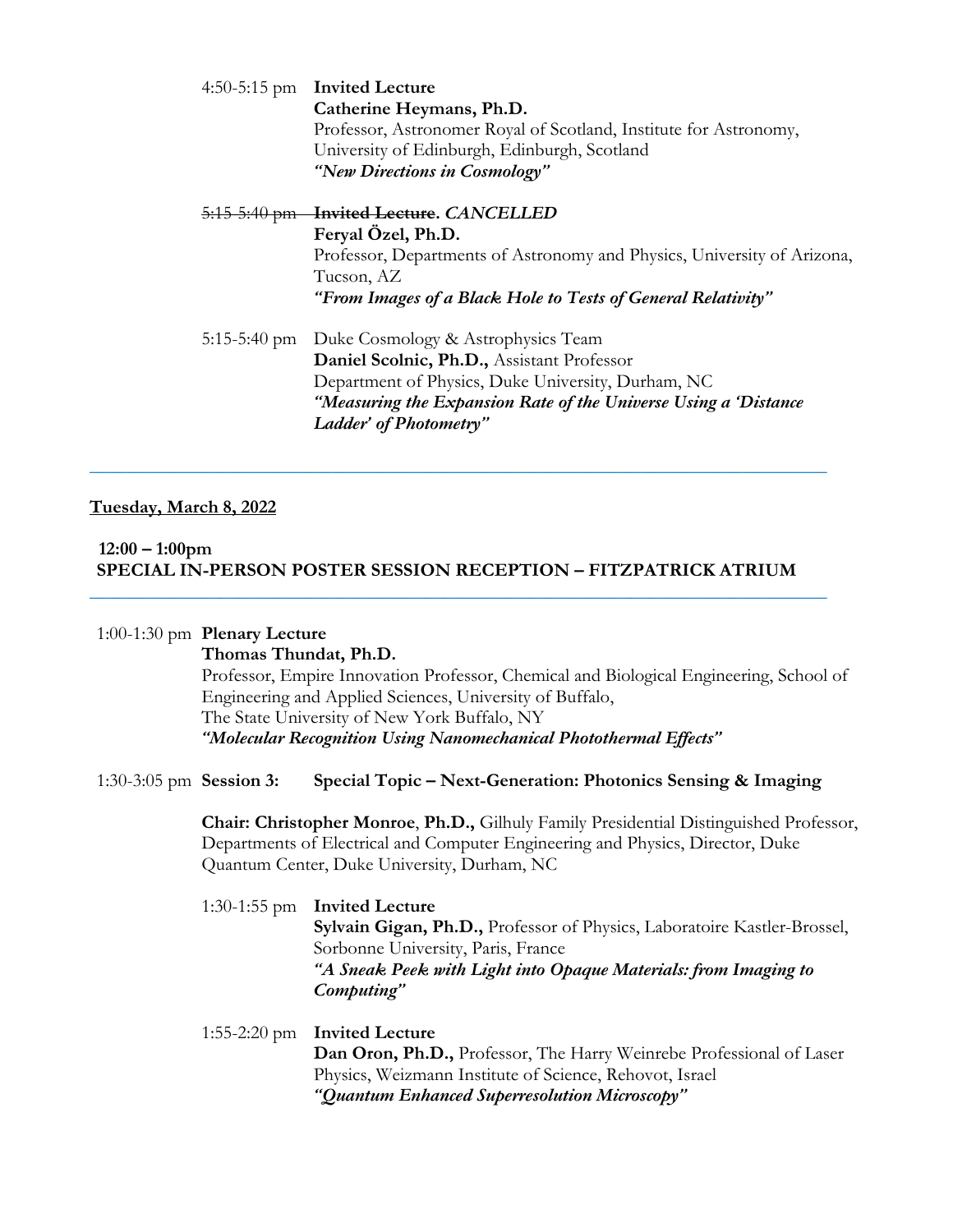4:50-5:15 pm **Invited Lecture**
**Catherine Heymans, Ph.D.**
Professor, Astronomer Royal of Scotland, Institute for Astronomy, University of Edinburgh, Edinburgh, Scotland
***"New Directions in Cosmology"***

~~5:15-5:40 pm~~ ~~**Invited Lecture**~~**.** ***CANCELLED***
**Feryal Özel, Ph.D.**
Professor, Departments of Astronomy and Physics, University of Arizona, Tucson, AZ
***"From Images of a Black Hole to Tests of General Relativity"***

5:15-5:40 pm Duke Cosmology & Astrophysics Team
**Daniel Scolnic, Ph.D.,** Assistant Professor
Department of Physics, Duke University, Durham, NC
***"Measuring the Expansion Rate of the Universe Using a 'Distance Ladder' of Photometry"***

---

**Tuesday, March 8, 2022**

**12:00 – 1:00pm**
**SPECIAL IN-PERSON POSTER SESSION RECEPTION – FITZPATRICK ATRIUM**

---

1:00-1:30 pm **Plenary Lecture**
**Thomas Thundat, Ph.D.**
Professor, Empire Innovation Professor, Chemical and Biological Engineering, School of Engineering and Applied Sciences, University of Buffalo,
The State University of New York Buffalo, NY
***"Molecular Recognition Using Nanomechanical Photothermal Effects"***

1:30-3:05 pm **Session 3: Special Topic – Next-Generation: Photonics Sensing & Imaging**

**Chair: Christopher Monroe**, **Ph.D.,** Gilhuly Family Presidential Distinguished Professor, Departments of Electrical and Computer Engineering and Physics, Director, Duke Quantum Center, Duke University, Durham, NC

1:30-1:55 pm **Invited Lecture**
**Sylvain Gigan, Ph.D.,** Professor of Physics, Laboratoire Kastler-Brossel, Sorbonne University, Paris, France
***"A Sneak Peek with Light into Opaque Materials: from Imaging to Computing"***

1:55-2:20 pm **Invited Lecture**
**Dan Oron, Ph.D.,** Professor, The Harry Weinrebe Professional of Laser Physics, Weizmann Institute of Science, Rehovot, Israel
***"Quantum Enhanced Superresolution Microscopy"***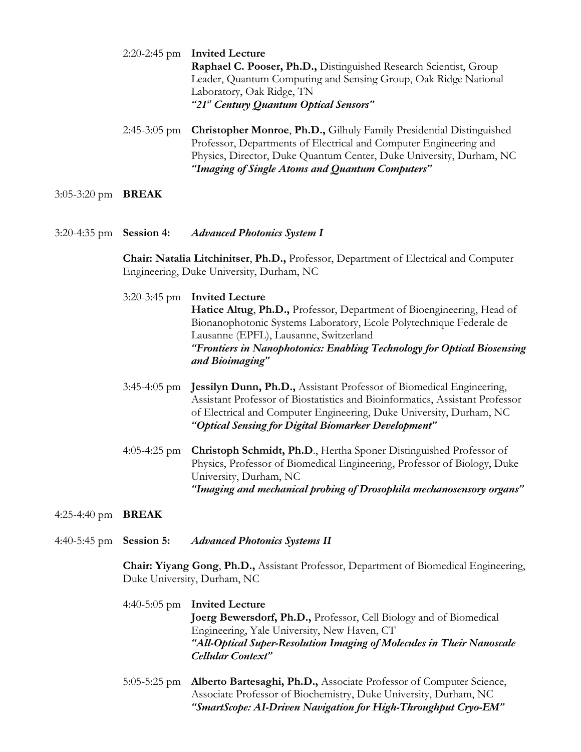2:20-2:45 pm **Invited Lecture**
**Raphael C. Pooser, Ph.D.,** Distinguished Research Scientist, Group Leader, Quantum Computing and Sensing Group, Oak Ridge National Laboratory, Oak Ridge, TN
***"21st Century Quantum Optical Sensors"***

2:45-3:05 pm **Christopher Monroe**, **Ph.D.,** Gilhuly Family Presidential Distinguished Professor, Departments of Electrical and Computer Engineering and Physics, Director, Duke Quantum Center, Duke University, Durham, NC
***"Imaging of Single Atoms and Quantum Computers"***

3:05-3:20 pm **BREAK**

3:20-4:35 pm **Session 4:** ***Advanced Photonics System I***

**Chair: Natalia Litchinitser**, **Ph.D.,** Professor, Department of Electrical and Computer Engineering, Duke University, Durham, NC

3:20-3:45 pm **Invited Lecture**
**Hatice Altug**, **Ph.D.,** Professor, Department of Bioengineering, Head of Bionanophotonic Systems Laboratory, Ecole Polytechnique Federale de Lausanne (EPFL), Lausanne, Switzerland
***"Frontiers in Nanophotonics: Enabling Technology for Optical Biosensing and Bioimaging"***

3:45-4:05 pm **Jessilyn Dunn, Ph.D.,** Assistant Professor of Biomedical Engineering, Assistant Professor of Biostatistics and Bioinformatics, Assistant Professor of Electrical and Computer Engineering, Duke University, Durham, NC
***"Optical Sensing for Digital Biomarker Development"***

4:05-4:25 pm **Christoph Schmidt, Ph.D**., Hertha Sponer Distinguished Professor of Physics, Professor of Biomedical Engineering, Professor of Biology, Duke University, Durham, NC
***"Imaging and mechanical probing of Drosophila mechanosensory organs"***

4:25-4:40 pm **BREAK**

4:40-5:45 pm **Session 5:** ***Advanced Photonics Systems II***

**Chair: Yiyang Gong**, **Ph.D.,** Assistant Professor, Department of Biomedical Engineering, Duke University, Durham, NC

4:40-5:05 pm **Invited Lecture**
**Joerg Bewersdorf, Ph.D.,** Professor, Cell Biology and of Biomedical Engineering, Yale University, New Haven, CT
***"All-Optical Super-Resolution Imaging of Molecules in Their Nanoscale Cellular Context"***

5:05-5:25 pm **Alberto Bartesaghi, Ph.D.,** Associate Professor of Computer Science, Associate Professor of Biochemistry, Duke University, Durham, NC
***"SmartScope: AI-Driven Navigation for High-Throughput Cryo-EM"***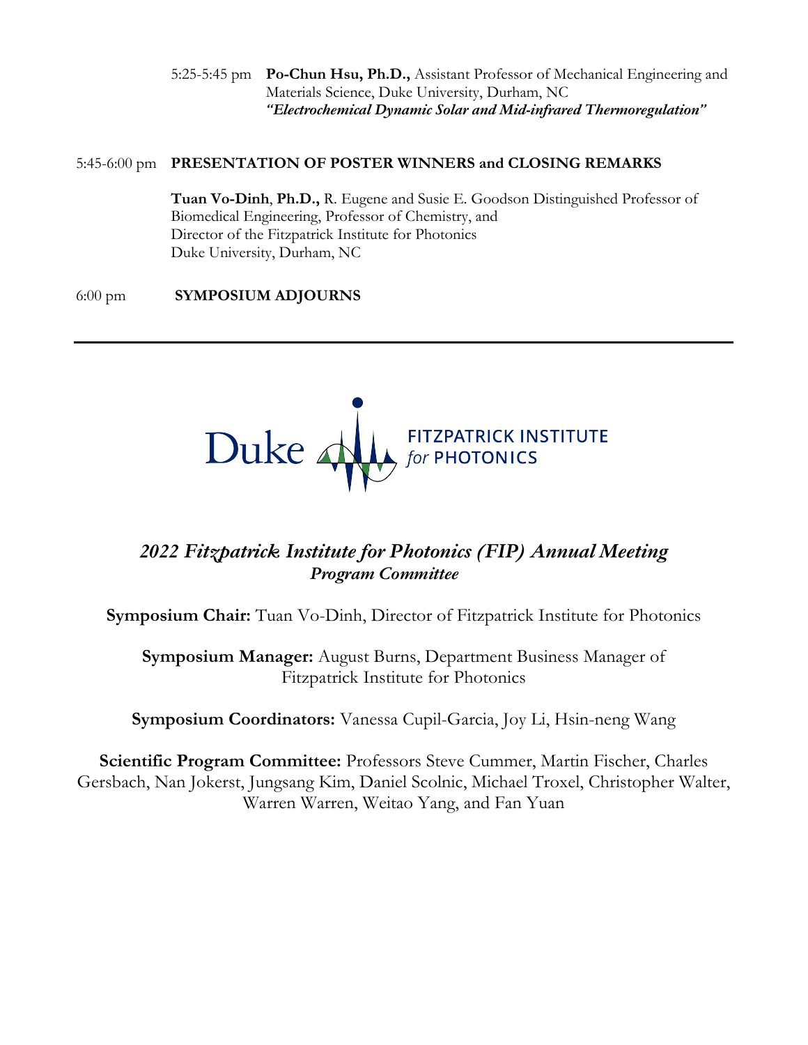5:25-5:45 pm **Po-Chun Hsu, Ph.D.,** Assistant Professor of Mechanical Engineering and Materials Science, Duke University, Durham, NC
***"Electrochemical Dynamic Solar and Mid-infrared Thermoregulation"***

5:45-6:00 pm **PRESENTATION OF POSTER WINNERS and CLOSING REMARKS**

**Tuan Vo-Dinh**, **Ph.D.,** R. Eugene and Susie E. Goodson Distinguished Professor of Biomedical Engineering, Professor of Chemistry, and Director of the Fitzpatrick Institute for Photonics
Duke University, Durham, NC

6:00 pm **SYMPOSIUM ADJOURNS**

---

Duke FITZPATRICK INSTITUTE *for* PHOTONICS

## *2022 Fitzpatrick Institute for Photonics (FIP) Annual Meeting*
### *Program Committee*

**Symposium Chair:** Tuan Vo-Dinh, Director of Fitzpatrick Institute for Photonics

**Symposium Manager:** August Burns, Department Business Manager of Fitzpatrick Institute for Photonics

**Symposium Coordinators:** Vanessa Cupil-Garcia, Joy Li, Hsin-neng Wang

**Scientific Program Committee:** Professors Steve Cummer, Martin Fischer, Charles Gersbach, Nan Jokerst, Jungsang Kim, Daniel Scolnic, Michael Troxel, Christopher Walter, Warren Warren, Weitao Yang, and Fan Yuan